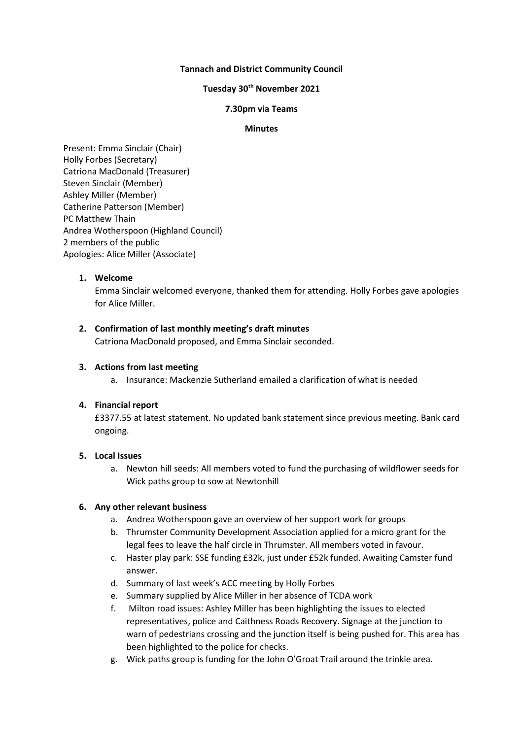**Tannach and District Community Council**

**Tuesday 30th November 2021**

**7.30pm via Teams**

**Minutes**

Present: Emma Sinclair (Chair)
Holly Forbes (Secretary)
Catriona MacDonald (Treasurer)
Steven Sinclair (Member)
Ashley Miller (Member)
Catherine Patterson (Member)
PC Matthew Thain
Andrea Wotherspoon (Highland Council)
2 members of the public
Apologies: Alice Miller (Associate)

1. **Welcome**
   Emma Sinclair welcomed everyone, thanked them for attending. Holly Forbes gave apologies for Alice Miller.

2. **Confirmation of last monthly meeting's draft minutes**
   Catriona MacDonald proposed, and Emma Sinclair seconded.

3. **Actions from last meeting**
   a. Insurance: Mackenzie Sutherland emailed a clarification of what is needed

4. **Financial report**
   £3377.55 at latest statement. No updated bank statement since previous meeting. Bank card ongoing.

5. **Local Issues**
   a. Newton hill seeds: All members voted to fund the purchasing of wildflower seeds for Wick paths group to sow at Newtonhill

6. **Any other relevant business**
   a. Andrea Wotherspoon gave an overview of her support work for groups
   b. Thrumster Community Development Association applied for a micro grant for the legal fees to leave the half circle in Thrumster. All members voted in favour.
   c. Haster play park: SSE funding £32k, just under £52k funded. Awaiting Camster fund answer.
   d. Summary of last week's ACC meeting by Holly Forbes
   e. Summary supplied by Alice Miller in her absence of TCDA work
   f. Milton road issues: Ashley Miller has been highlighting the issues to elected representatives, police and Caithness Roads Recovery. Signage at the junction to warn of pedestrians crossing and the junction itself is being pushed for. This area has been highlighted to the police for checks.
   g. Wick paths group is funding for the John O'Groat Trail around the trinkie area.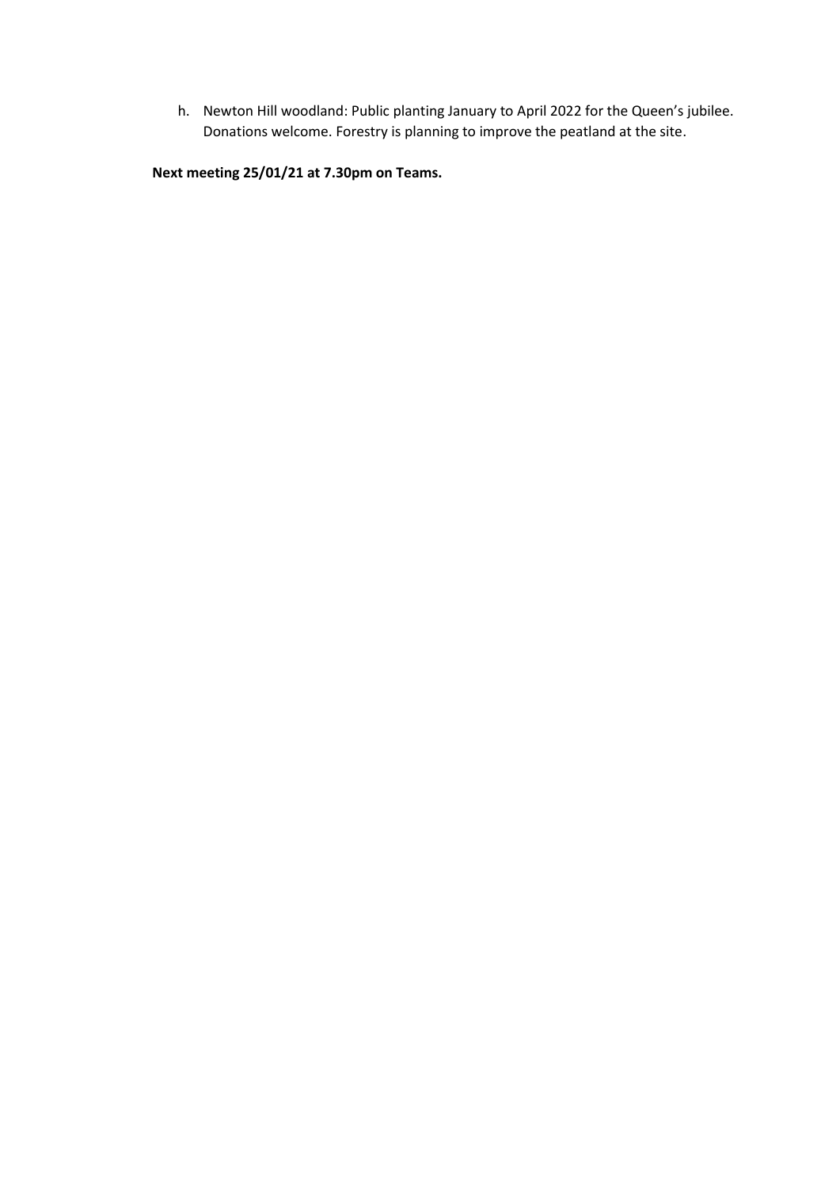h. Newton Hill woodland: Public planting January to April 2022 for the Queen's jubilee. Donations welcome. Forestry is planning to improve the peatland at the site.

**Next meeting 25/01/21 at 7.30pm on Teams.**